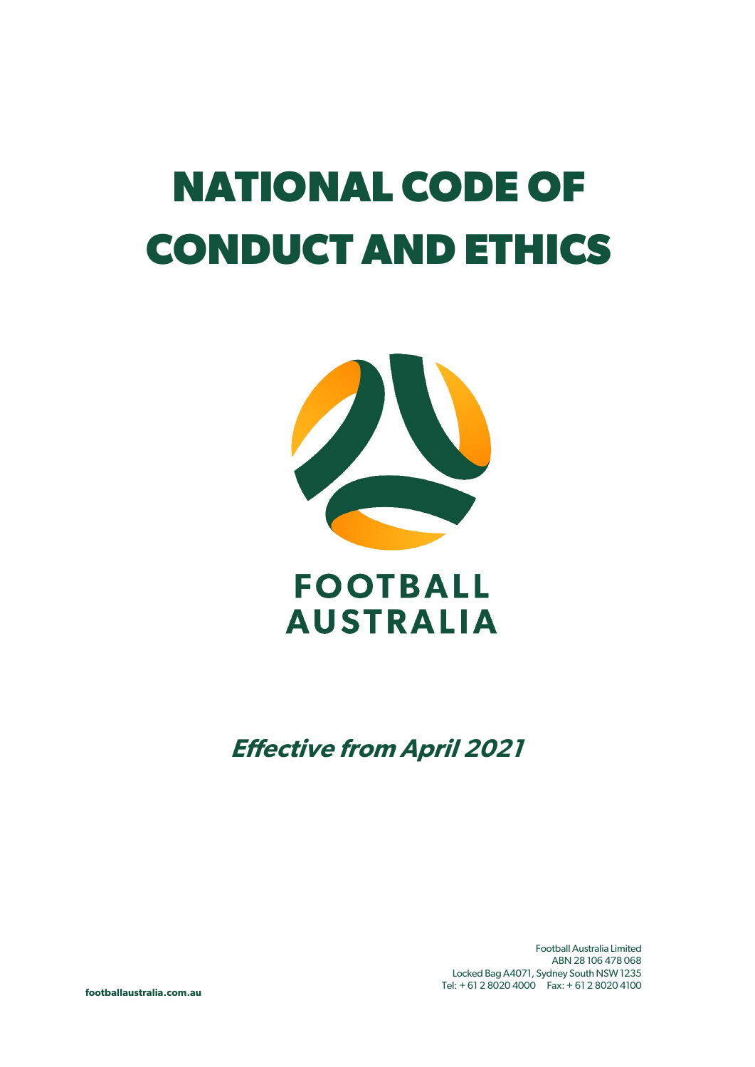# NATIONAL CODE OF CONDUCT AND ETHICS

FOOTBALL AUSTRALIA

***Effective from April 2021***

Football Australia Limited
ABN 28 106 478 068
Locked Bag A4071, Sydney South NSW 1235
Tel: + 61 2 8020 4000 Fax: + 61 2 8020 4100

**footballaustralia.com.au**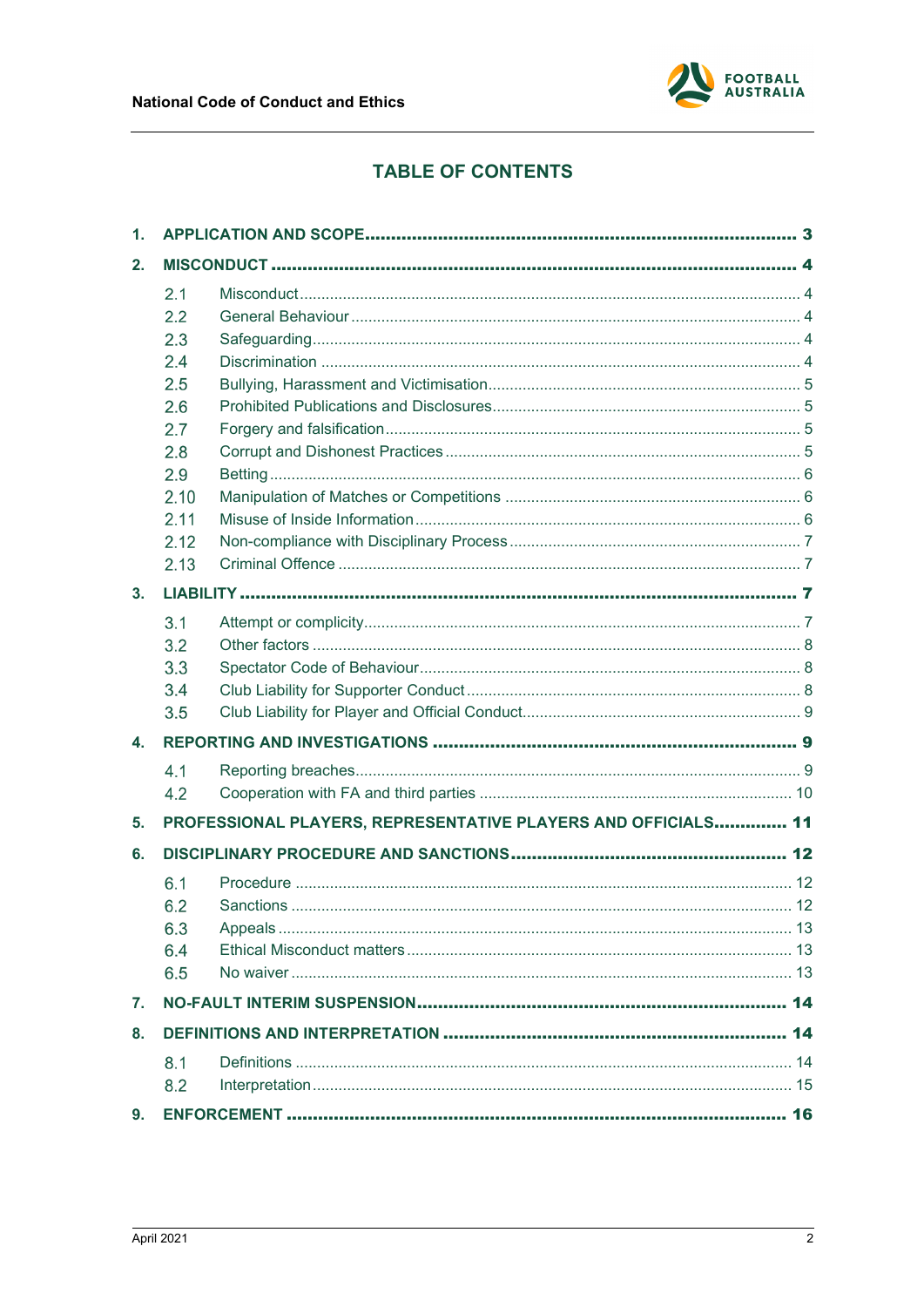## TABLE OF CONTENTS

1. **APPLICATION AND SCOPE** ..... 3
2. **MISCONDUCT** ..... 4
   - 2.1 Misconduct ..... 4
   - 2.2 General Behaviour ..... 4
   - 2.3 Safeguarding ..... 4
   - 2.4 Discrimination ..... 4
   - 2.5 Bullying, Harassment and Victimisation ..... 5
   - 2.6 Prohibited Publications and Disclosures ..... 5
   - 2.7 Forgery and falsification ..... 5
   - 2.8 Corrupt and Dishonest Practices ..... 5
   - 2.9 Betting ..... 6
   - 2.10 Manipulation of Matches or Competitions ..... 6
   - 2.11 Misuse of Inside Information ..... 6
   - 2.12 Non-compliance with Disciplinary Process ..... 7
   - 2.13 Criminal Offence ..... 7
3. **LIABILITY** ..... 7
   - 3.1 Attempt or complicity ..... 7
   - 3.2 Other factors ..... 8
   - 3.3 Spectator Code of Behaviour ..... 8
   - 3.4 Club Liability for Supporter Conduct ..... 8
   - 3.5 Club Liability for Player and Official Conduct ..... 9
4. **REPORTING AND INVESTIGATIONS** ..... 9
   - 4.1 Reporting breaches ..... 9
   - 4.2 Cooperation with FA and third parties ..... 10
5. **PROFESSIONAL PLAYERS, REPRESENTATIVE PLAYERS AND OFFICIALS** ..... 11
6. **DISCIPLINARY PROCEDURE AND SANCTIONS** ..... 12
   - 6.1 Procedure ..... 12
   - 6.2 Sanctions ..... 12
   - 6.3 Appeals ..... 13
   - 6.4 Ethical Misconduct matters ..... 13
   - 6.5 No waiver ..... 13
7. **NO-FAULT INTERIM SUSPENSION** ..... 14
8. **DEFINITIONS AND INTERPRETATION** ..... 14
   - 8.1 Definitions ..... 14
   - 8.2 Interpretation ..... 15
9. **ENFORCEMENT** ..... 16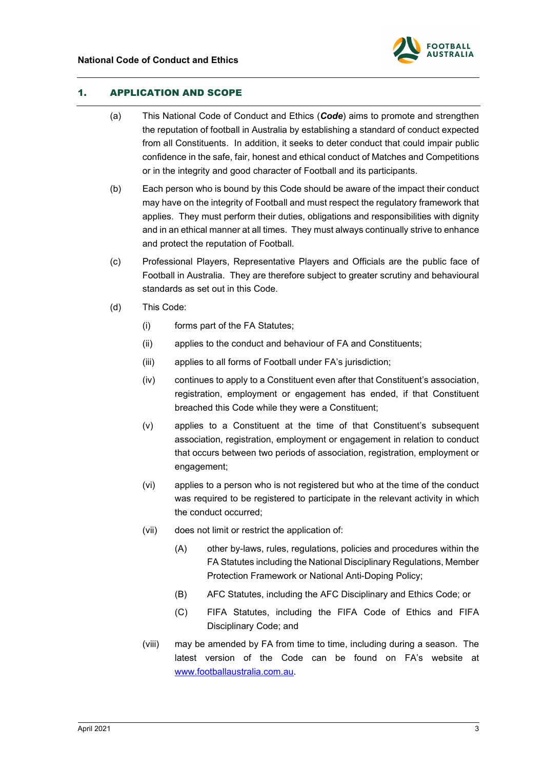## 1. APPLICATION AND SCOPE

(a) This National Code of Conduct and Ethics (***Code***) aims to promote and strengthen the reputation of football in Australia by establishing a standard of conduct expected from all Constituents. In addition, it seeks to deter conduct that could impair public confidence in the safe, fair, honest and ethical conduct of Matches and Competitions or in the integrity and good character of Football and its participants.

(b) Each person who is bound by this Code should be aware of the impact their conduct may have on the integrity of Football and must respect the regulatory framework that applies. They must perform their duties, obligations and responsibilities with dignity and in an ethical manner at all times. They must always continually strive to enhance and protect the reputation of Football.

(c) Professional Players, Representative Players and Officials are the public face of Football in Australia. They are therefore subject to greater scrutiny and behavioural standards as set out in this Code.

(d) This Code:

(i) forms part of the FA Statutes;

(ii) applies to the conduct and behaviour of FA and Constituents;

(iii) applies to all forms of Football under FA's jurisdiction;

(iv) continues to apply to a Constituent even after that Constituent's association, registration, employment or engagement has ended, if that Constituent breached this Code while they were a Constituent;

(v) applies to a Constituent at the time of that Constituent's subsequent association, registration, employment or engagement in relation to conduct that occurs between two periods of association, registration, employment or engagement;

(vi) applies to a person who is not registered but who at the time of the conduct was required to be registered to participate in the relevant activity in which the conduct occurred;

(vii) does not limit or restrict the application of:

(A) other by-laws, rules, regulations, policies and procedures within the FA Statutes including the National Disciplinary Regulations, Member Protection Framework or National Anti-Doping Policy;

(B) AFC Statutes, including the AFC Disciplinary and Ethics Code; or

(C) FIFA Statutes, including the FIFA Code of Ethics and FIFA Disciplinary Code; and

(viii) may be amended by FA from time to time, including during a season. The latest version of the Code can be found on FA's website at www.footballaustralia.com.au.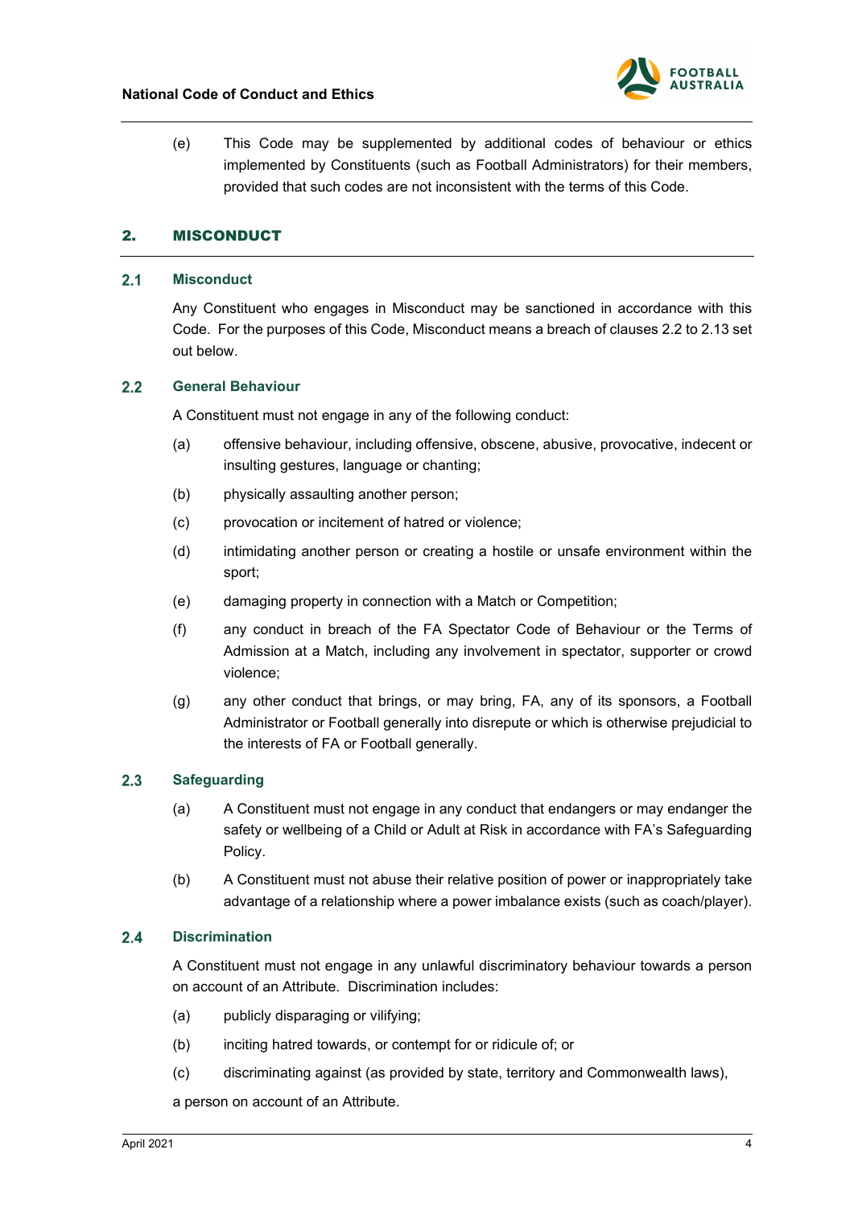(e) This Code may be supplemented by additional codes of behaviour or ethics implemented by Constituents (such as Football Administrators) for their members, provided that such codes are not inconsistent with the terms of this Code.

## 2. MISCONDUCT

### 2.1 Misconduct

Any Constituent who engages in Misconduct may be sanctioned in accordance with this Code. For the purposes of this Code, Misconduct means a breach of clauses 2.2 to 2.13 set out below.

### 2.2 General Behaviour

A Constituent must not engage in any of the following conduct:

(a) offensive behaviour, including offensive, obscene, abusive, provocative, indecent or insulting gestures, language or chanting;

(b) physically assaulting another person;

(c) provocation or incitement of hatred or violence;

(d) intimidating another person or creating a hostile or unsafe environment within the sport;

(e) damaging property in connection with a Match or Competition;

(f) any conduct in breach of the FA Spectator Code of Behaviour or the Terms of Admission at a Match, including any involvement in spectator, supporter or crowd violence;

(g) any other conduct that brings, or may bring, FA, any of its sponsors, a Football Administrator or Football generally into disrepute or which is otherwise prejudicial to the interests of FA or Football generally.

### 2.3 Safeguarding

(a) A Constituent must not engage in any conduct that endangers or may endanger the safety or wellbeing of a Child or Adult at Risk in accordance with FA's Safeguarding Policy.

(b) A Constituent must not abuse their relative position of power or inappropriately take advantage of a relationship where a power imbalance exists (such as coach/player).

### 2.4 Discrimination

A Constituent must not engage in any unlawful discriminatory behaviour towards a person on account of an Attribute. Discrimination includes:

(a) publicly disparaging or vilifying;

(b) inciting hatred towards, or contempt for or ridicule of; or

(c) discriminating against (as provided by state, territory and Commonwealth laws),

a person on account of an Attribute.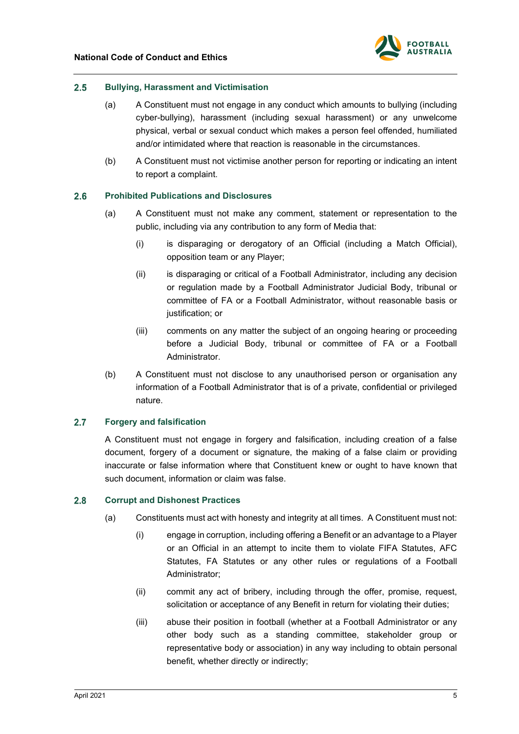### 2.5 Bullying, Harassment and Victimisation

(a) A Constituent must not engage in any conduct which amounts to bullying (including cyber-bullying), harassment (including sexual harassment) or any unwelcome physical, verbal or sexual conduct which makes a person feel offended, humiliated and/or intimidated where that reaction is reasonable in the circumstances.

(b) A Constituent must not victimise another person for reporting or indicating an intent to report a complaint.

### 2.6 Prohibited Publications and Disclosures

(a) A Constituent must not make any comment, statement or representation to the public, including via any contribution to any form of Media that:

  (i) is disparaging or derogatory of an Official (including a Match Official), opposition team or any Player;

  (ii) is disparaging or critical of a Football Administrator, including any decision or regulation made by a Football Administrator Judicial Body, tribunal or committee of FA or a Football Administrator, without reasonable basis or justification; or

  (iii) comments on any matter the subject of an ongoing hearing or proceeding before a Judicial Body, tribunal or committee of FA or a Football Administrator.

(b) A Constituent must not disclose to any unauthorised person or organisation any information of a Football Administrator that is of a private, confidential or privileged nature.

### 2.7 Forgery and falsification

A Constituent must not engage in forgery and falsification, including creation of a false document, forgery of a document or signature, the making of a false claim or providing inaccurate or false information where that Constituent knew or ought to have known that such document, information or claim was false.

### 2.8 Corrupt and Dishonest Practices

(a) Constituents must act with honesty and integrity at all times. A Constituent must not:

  (i) engage in corruption, including offering a Benefit or an advantage to a Player or an Official in an attempt to incite them to violate FIFA Statutes, AFC Statutes, FA Statutes or any other rules or regulations of a Football Administrator;

  (ii) commit any act of bribery, including through the offer, promise, request, solicitation or acceptance of any Benefit in return for violating their duties;

  (iii) abuse their position in football (whether at a Football Administrator or any other body such as a standing committee, stakeholder group or representative body or association) in any way including to obtain personal benefit, whether directly or indirectly;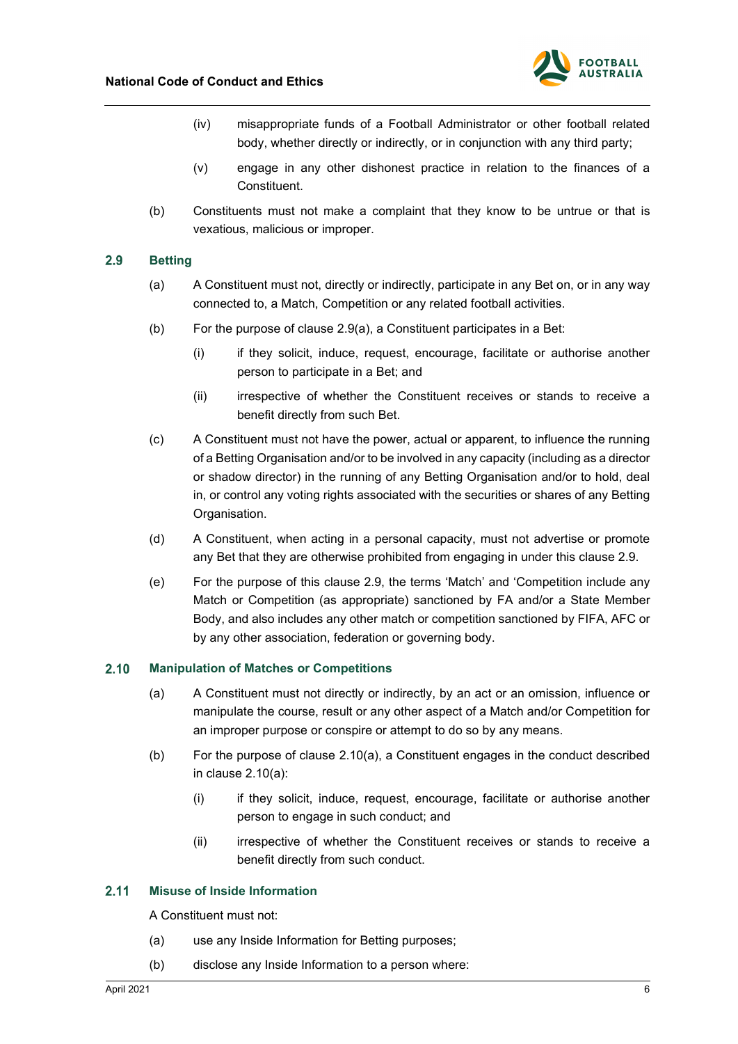(iv) misappropriate funds of a Football Administrator or other football related body, whether directly or indirectly, or in conjunction with any third party;

(v) engage in any other dishonest practice in relation to the finances of a Constituent.

(b) Constituents must not make a complaint that they know to be untrue or that is vexatious, malicious or improper.

### 2.9 Betting

(a) A Constituent must not, directly or indirectly, participate in any Bet on, or in any way connected to, a Match, Competition or any related football activities.

(b) For the purpose of clause 2.9(a), a Constituent participates in a Bet:

(i) if they solicit, induce, request, encourage, facilitate or authorise another person to participate in a Bet; and

(ii) irrespective of whether the Constituent receives or stands to receive a benefit directly from such Bet.

(c) A Constituent must not have the power, actual or apparent, to influence the running of a Betting Organisation and/or to be involved in any capacity (including as a director or shadow director) in the running of any Betting Organisation and/or to hold, deal in, or control any voting rights associated with the securities or shares of any Betting Organisation.

(d) A Constituent, when acting in a personal capacity, must not advertise or promote any Bet that they are otherwise prohibited from engaging in under this clause 2.9.

(e) For the purpose of this clause 2.9, the terms 'Match' and 'Competition include any Match or Competition (as appropriate) sanctioned by FA and/or a State Member Body, and also includes any other match or competition sanctioned by FIFA, AFC or by any other association, federation or governing body.

### 2.10 Manipulation of Matches or Competitions

(a) A Constituent must not directly or indirectly, by an act or an omission, influence or manipulate the course, result or any other aspect of a Match and/or Competition for an improper purpose or conspire or attempt to do so by any means.

(b) For the purpose of clause 2.10(a), a Constituent engages in the conduct described in clause 2.10(a):

(i) if they solicit, induce, request, encourage, facilitate or authorise another person to engage in such conduct; and

(ii) irrespective of whether the Constituent receives or stands to receive a benefit directly from such conduct.

### 2.11 Misuse of Inside Information

A Constituent must not:

(a) use any Inside Information for Betting purposes;

(b) disclose any Inside Information to a person where: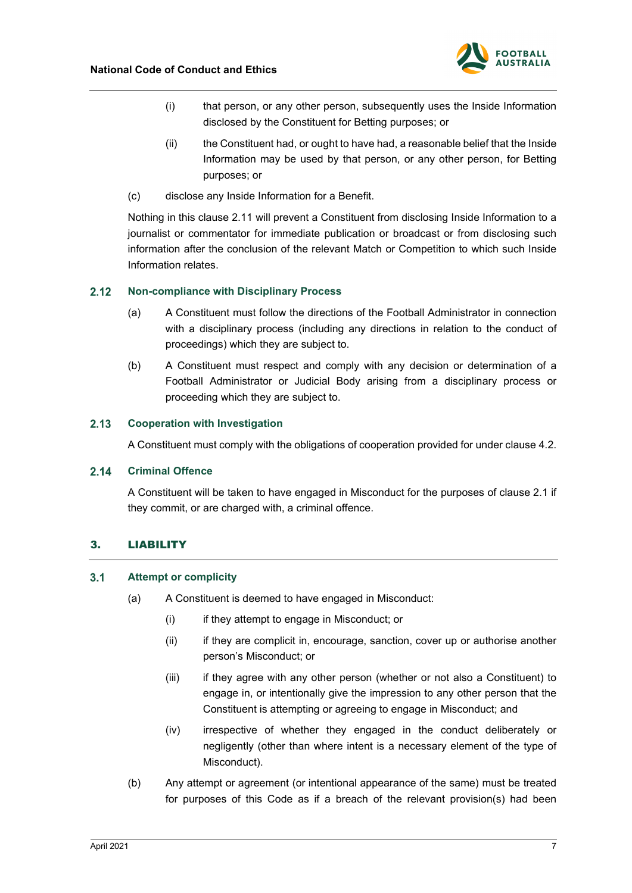(i) that person, or any other person, subsequently uses the Inside Information disclosed by the Constituent for Betting purposes; or

(ii) the Constituent had, or ought to have had, a reasonable belief that the Inside Information may be used by that person, or any other person, for Betting purposes; or

(c) disclose any Inside Information for a Benefit.

Nothing in this clause 2.11 will prevent a Constituent from disclosing Inside Information to a journalist or commentator for immediate publication or broadcast or from disclosing such information after the conclusion of the relevant Match or Competition to which such Inside Information relates.

### 2.12 Non-compliance with Disciplinary Process

(a) A Constituent must follow the directions of the Football Administrator in connection with a disciplinary process (including any directions in relation to the conduct of proceedings) which they are subject to.

(b) A Constituent must respect and comply with any decision or determination of a Football Administrator or Judicial Body arising from a disciplinary process or proceeding which they are subject to.

### 2.13 Cooperation with Investigation

A Constituent must comply with the obligations of cooperation provided for under clause 4.2.

### 2.14 Criminal Offence

A Constituent will be taken to have engaged in Misconduct for the purposes of clause 2.1 if they commit, or are charged with, a criminal offence.

## 3. LIABILITY

### 3.1 Attempt or complicity

(a) A Constituent is deemed to have engaged in Misconduct:

(i) if they attempt to engage in Misconduct; or

(ii) if they are complicit in, encourage, sanction, cover up or authorise another person's Misconduct; or

(iii) if they agree with any other person (whether or not also a Constituent) to engage in, or intentionally give the impression to any other person that the Constituent is attempting or agreeing to engage in Misconduct; and

(iv) irrespective of whether they engaged in the conduct deliberately or negligently (other than where intent is a necessary element of the type of Misconduct).

(b) Any attempt or agreement (or intentional appearance of the same) must be treated for purposes of this Code as if a breach of the relevant provision(s) had been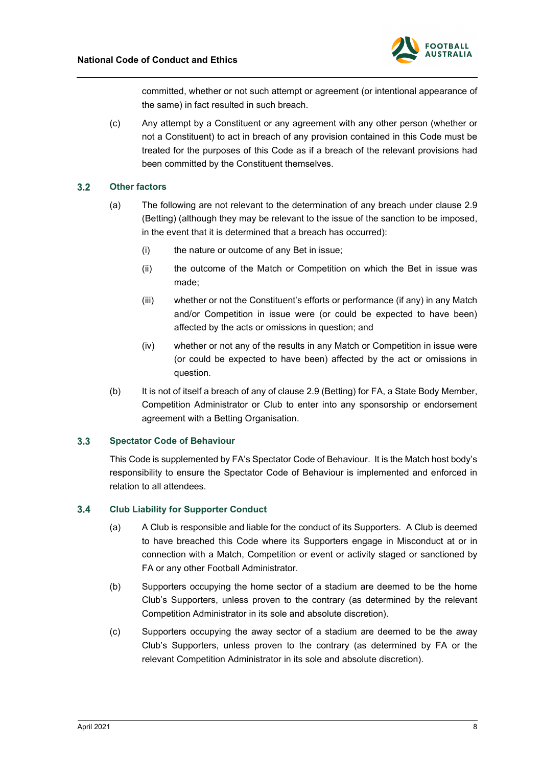committed, whether or not such attempt or agreement (or intentional appearance of the same) in fact resulted in such breach.

(c) Any attempt by a Constituent or any agreement with any other person (whether or not a Constituent) to act in breach of any provision contained in this Code must be treated for the purposes of this Code as if a breach of the relevant provisions had been committed by the Constituent themselves.

### 3.2 Other factors

(a) The following are not relevant to the determination of any breach under clause 2.9 (Betting) (although they may be relevant to the issue of the sanction to be imposed, in the event that it is determined that a breach has occurred):

  (i) the nature or outcome of any Bet in issue;

  (ii) the outcome of the Match or Competition on which the Bet in issue was made;

  (iii) whether or not the Constituent's efforts or performance (if any) in any Match and/or Competition in issue were (or could be expected to have been) affected by the acts or omissions in question; and

  (iv) whether or not any of the results in any Match or Competition in issue were (or could be expected to have been) affected by the act or omissions in question.

(b) It is not of itself a breach of any of clause 2.9 (Betting) for FA, a State Body Member, Competition Administrator or Club to enter into any sponsorship or endorsement agreement with a Betting Organisation.

### 3.3 Spectator Code of Behaviour

This Code is supplemented by FA's Spectator Code of Behaviour. It is the Match host body's responsibility to ensure the Spectator Code of Behaviour is implemented and enforced in relation to all attendees.

### 3.4 Club Liability for Supporter Conduct

(a) A Club is responsible and liable for the conduct of its Supporters. A Club is deemed to have breached this Code where its Supporters engage in Misconduct at or in connection with a Match, Competition or event or activity staged or sanctioned by FA or any other Football Administrator.

(b) Supporters occupying the home sector of a stadium are deemed to be the home Club's Supporters, unless proven to the contrary (as determined by the relevant Competition Administrator in its sole and absolute discretion).

(c) Supporters occupying the away sector of a stadium are deemed to be the away Club's Supporters, unless proven to the contrary (as determined by FA or the relevant Competition Administrator in its sole and absolute discretion).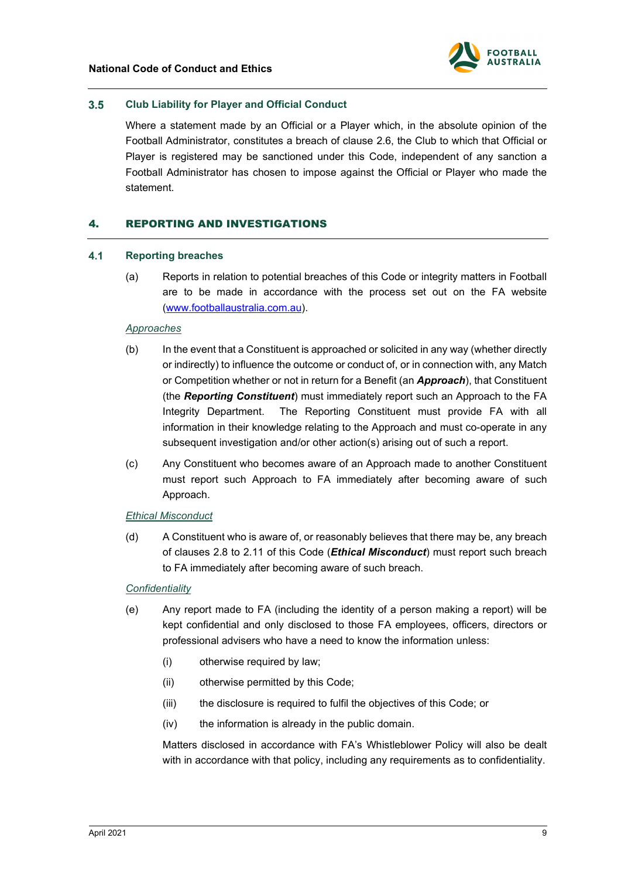### 3.5 Club Liability for Player and Official Conduct

Where a statement made by an Official or a Player which, in the absolute opinion of the Football Administrator, constitutes a breach of clause 2.6, the Club to which that Official or Player is registered may be sanctioned under this Code, independent of any sanction a Football Administrator has chosen to impose against the Official or Player who made the statement.

## 4. REPORTING AND INVESTIGATIONS

### 4.1 Reporting breaches

(a) Reports in relation to potential breaches of this Code or integrity matters in Football are to be made in accordance with the process set out on the FA website ([www.footballaustralia.com.au](www.footballaustralia.com.au)).

*Approaches*

(b) In the event that a Constituent is approached or solicited in any way (whether directly or indirectly) to influence the outcome or conduct of, or in connection with, any Match or Competition whether or not in return for a Benefit (an ***Approach***), that Constituent (the ***Reporting Constituent***) must immediately report such an Approach to the FA Integrity Department. The Reporting Constituent must provide FA with all information in their knowledge relating to the Approach and must co-operate in any subsequent investigation and/or other action(s) arising out of such a report.

(c) Any Constituent who becomes aware of an Approach made to another Constituent must report such Approach to FA immediately after becoming aware of such Approach.

*Ethical Misconduct*

(d) A Constituent who is aware of, or reasonably believes that there may be, any breach of clauses 2.8 to 2.11 of this Code (***Ethical Misconduct***) must report such breach to FA immediately after becoming aware of such breach.

*Confidentiality*

(e) Any report made to FA (including the identity of a person making a report) will be kept confidential and only disclosed to those FA employees, officers, directors or professional advisers who have a need to know the information unless:

(i) otherwise required by law;

(ii) otherwise permitted by this Code;

(iii) the disclosure is required to fulfil the objectives of this Code; or

(iv) the information is already in the public domain.

Matters disclosed in accordance with FA's Whistleblower Policy will also be dealt with in accordance with that policy, including any requirements as to confidentiality.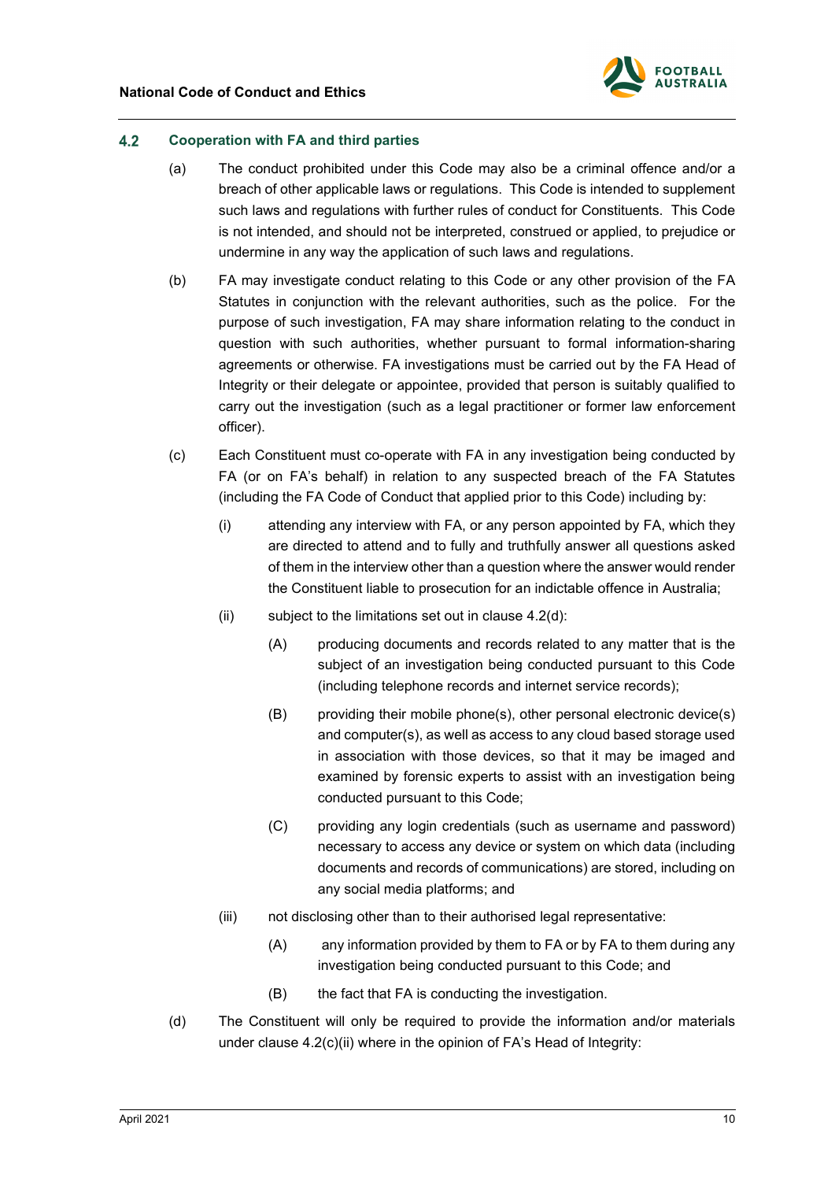### 4.2 Cooperation with FA and third parties

(a) The conduct prohibited under this Code may also be a criminal offence and/or a breach of other applicable laws or regulations. This Code is intended to supplement such laws and regulations with further rules of conduct for Constituents. This Code is not intended, and should not be interpreted, construed or applied, to prejudice or undermine in any way the application of such laws and regulations.

(b) FA may investigate conduct relating to this Code or any other provision of the FA Statutes in conjunction with the relevant authorities, such as the police. For the purpose of such investigation, FA may share information relating to the conduct in question with such authorities, whether pursuant to formal information-sharing agreements or otherwise. FA investigations must be carried out by the FA Head of Integrity or their delegate or appointee, provided that person is suitably qualified to carry out the investigation (such as a legal practitioner or former law enforcement officer).

(c) Each Constituent must co-operate with FA in any investigation being conducted by FA (or on FA's behalf) in relation to any suspected breach of the FA Statutes (including the FA Code of Conduct that applied prior to this Code) including by:

(i) attending any interview with FA, or any person appointed by FA, which they are directed to attend and to fully and truthfully answer all questions asked of them in the interview other than a question where the answer would render the Constituent liable to prosecution for an indictable offence in Australia;

(ii) subject to the limitations set out in clause 4.2(d):

(A) producing documents and records related to any matter that is the subject of an investigation being conducted pursuant to this Code (including telephone records and internet service records);

(B) providing their mobile phone(s), other personal electronic device(s) and computer(s), as well as access to any cloud based storage used in association with those devices, so that it may be imaged and examined by forensic experts to assist with an investigation being conducted pursuant to this Code;

(C) providing any login credentials (such as username and password) necessary to access any device or system on which data (including documents and records of communications) are stored, including on any social media platforms; and

(iii) not disclosing other than to their authorised legal representative:

(A) any information provided by them to FA or by FA to them during any investigation being conducted pursuant to this Code; and

(B) the fact that FA is conducting the investigation.

(d) The Constituent will only be required to provide the information and/or materials under clause 4.2(c)(ii) where in the opinion of FA's Head of Integrity: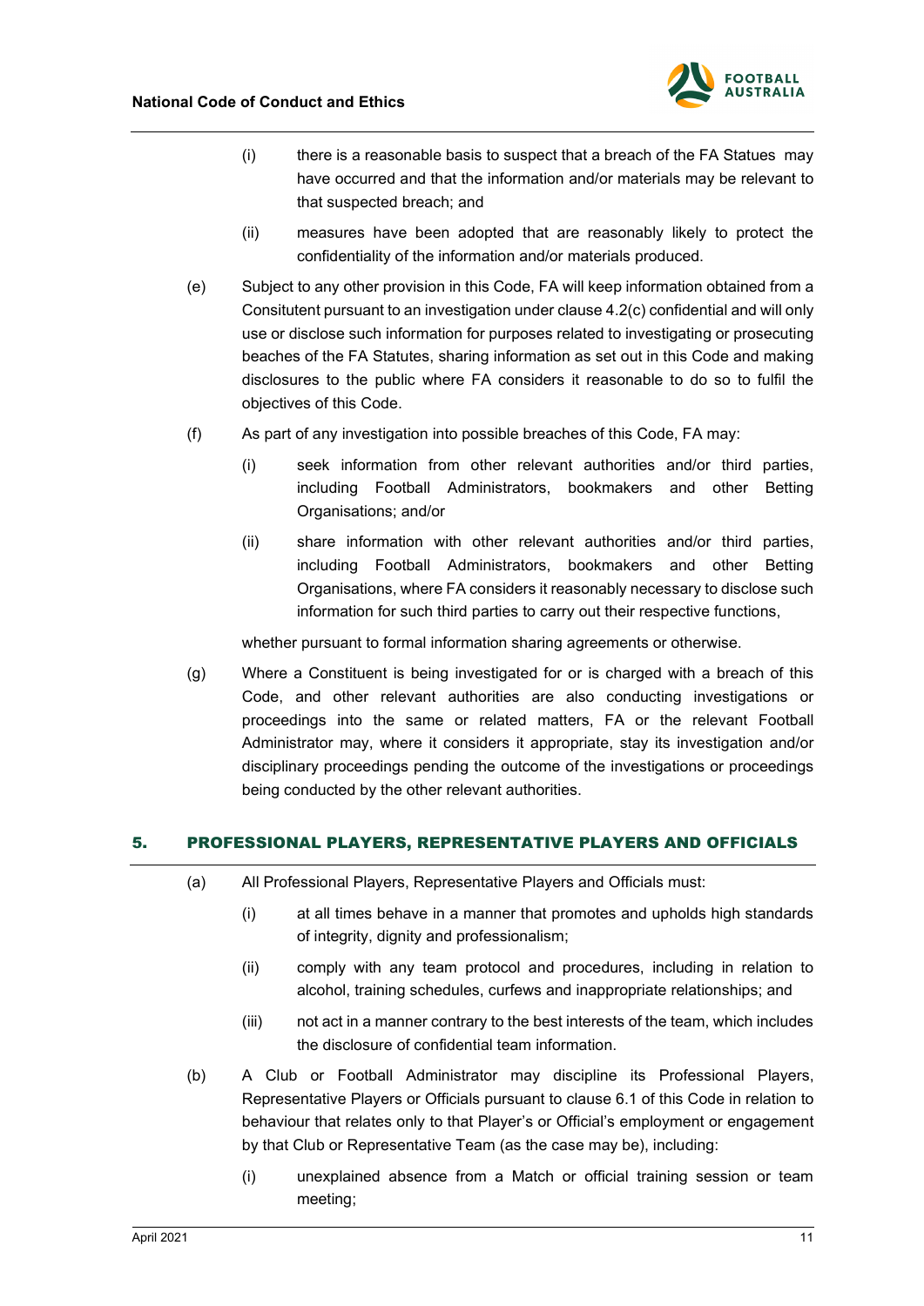(i) there is a reasonable basis to suspect that a breach of the FA Statues may have occurred and that the information and/or materials may be relevant to that suspected breach; and

(ii) measures have been adopted that are reasonably likely to protect the confidentiality of the information and/or materials produced.

(e) Subject to any other provision in this Code, FA will keep information obtained from a Consitutent pursuant to an investigation under clause 4.2(c) confidential and will only use or disclose such information for purposes related to investigating or prosecuting beaches of the FA Statutes, sharing information as set out in this Code and making disclosures to the public where FA considers it reasonable to do so to fulfil the objectives of this Code.

(f) As part of any investigation into possible breaches of this Code, FA may:

(i) seek information from other relevant authorities and/or third parties, including Football Administrators, bookmakers and other Betting Organisations; and/or

(ii) share information with other relevant authorities and/or third parties, including Football Administrators, bookmakers and other Betting Organisations, where FA considers it reasonably necessary to disclose such information for such third parties to carry out their respective functions,

whether pursuant to formal information sharing agreements or otherwise.

(g) Where a Constituent is being investigated for or is charged with a breach of this Code, and other relevant authorities are also conducting investigations or proceedings into the same or related matters, FA or the relevant Football Administrator may, where it considers it appropriate, stay its investigation and/or disciplinary proceedings pending the outcome of the investigations or proceedings being conducted by the other relevant authorities.

## 5. PROFESSIONAL PLAYERS, REPRESENTATIVE PLAYERS AND OFFICIALS

(a) All Professional Players, Representative Players and Officials must:

(i) at all times behave in a manner that promotes and upholds high standards of integrity, dignity and professionalism;

(ii) comply with any team protocol and procedures, including in relation to alcohol, training schedules, curfews and inappropriate relationships; and

(iii) not act in a manner contrary to the best interests of the team, which includes the disclosure of confidential team information.

(b) A Club or Football Administrator may discipline its Professional Players, Representative Players or Officials pursuant to clause 6.1 of this Code in relation to behaviour that relates only to that Player's or Official's employment or engagement by that Club or Representative Team (as the case may be), including:

(i) unexplained absence from a Match or official training session or team meeting;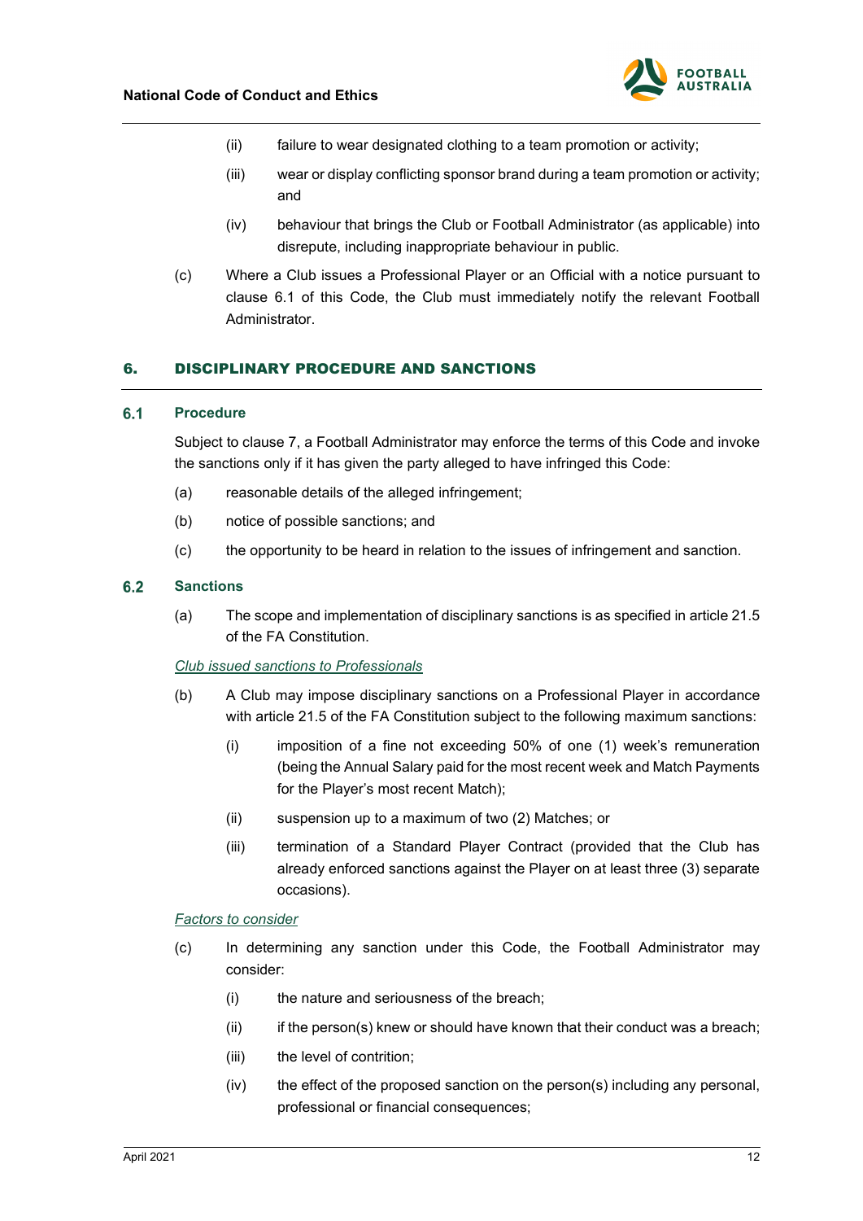(ii) failure to wear designated clothing to a team promotion or activity;

(iii) wear or display conflicting sponsor brand during a team promotion or activity; and

(iv) behaviour that brings the Club or Football Administrator (as applicable) into disrepute, including inappropriate behaviour in public.

(c) Where a Club issues a Professional Player or an Official with a notice pursuant to clause 6.1 of this Code, the Club must immediately notify the relevant Football Administrator.

## 6. DISCIPLINARY PROCEDURE AND SANCTIONS

### 6.1 Procedure

Subject to clause 7, a Football Administrator may enforce the terms of this Code and invoke the sanctions only if it has given the party alleged to have infringed this Code:

(a) reasonable details of the alleged infringement;

(b) notice of possible sanctions; and

(c) the opportunity to be heard in relation to the issues of infringement and sanction.

### 6.2 Sanctions

(a) The scope and implementation of disciplinary sanctions is as specified in article 21.5 of the FA Constitution.

*Club issued sanctions to Professionals*

(b) A Club may impose disciplinary sanctions on a Professional Player in accordance with article 21.5 of the FA Constitution subject to the following maximum sanctions:

(i) imposition of a fine not exceeding 50% of one (1) week's remuneration (being the Annual Salary paid for the most recent week and Match Payments for the Player's most recent Match);

(ii) suspension up to a maximum of two (2) Matches; or

(iii) termination of a Standard Player Contract (provided that the Club has already enforced sanctions against the Player on at least three (3) separate occasions).

*Factors to consider*

(c) In determining any sanction under this Code, the Football Administrator may consider:

(i) the nature and seriousness of the breach;

(ii) if the person(s) knew or should have known that their conduct was a breach;

(iii) the level of contrition;

(iv) the effect of the proposed sanction on the person(s) including any personal, professional or financial consequences;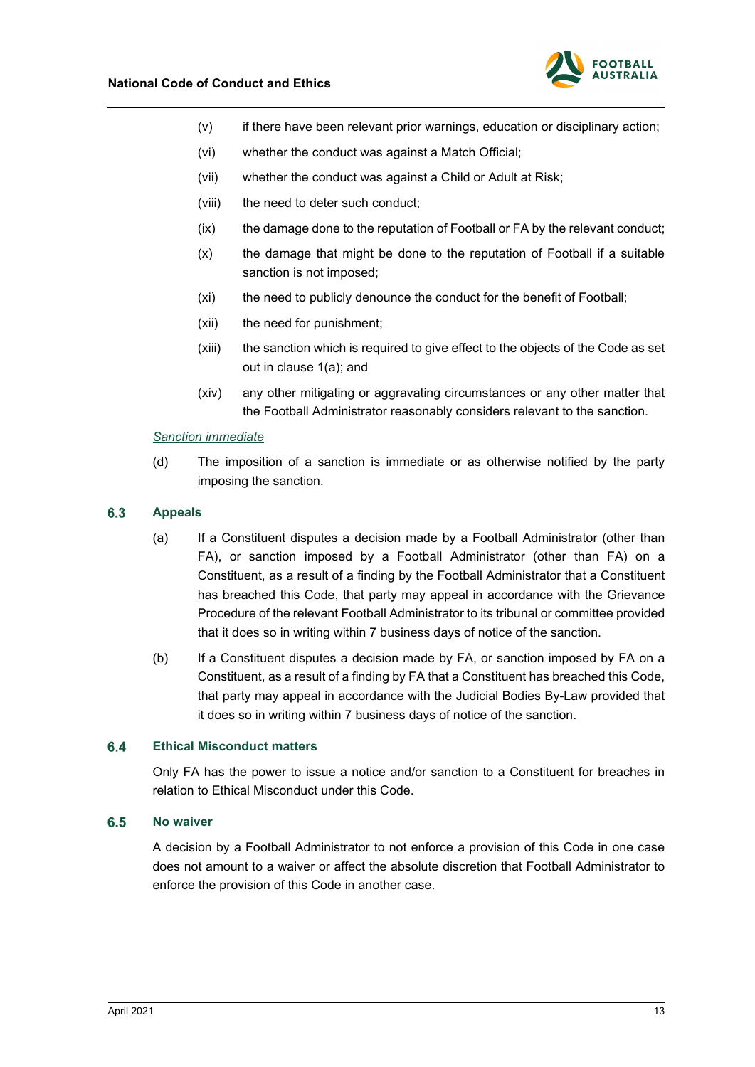(v) if there have been relevant prior warnings, education or disciplinary action;

(vi) whether the conduct was against a Match Official;

(vii) whether the conduct was against a Child or Adult at Risk;

(viii) the need to deter such conduct;

(ix) the damage done to the reputation of Football or FA by the relevant conduct;

(x) the damage that might be done to the reputation of Football if a suitable sanction is not imposed;

(xi) the need to publicly denounce the conduct for the benefit of Football;

(xii) the need for punishment;

(xiii) the sanction which is required to give effect to the objects of the Code as set out in clause 1(a); and

(xiv) any other mitigating or aggravating circumstances or any other matter that the Football Administrator reasonably considers relevant to the sanction.

*Sanction immediate*

(d) The imposition of a sanction is immediate or as otherwise notified by the party imposing the sanction.

### 6.3 Appeals

(a) If a Constituent disputes a decision made by a Football Administrator (other than FA), or sanction imposed by a Football Administrator (other than FA) on a Constituent, as a result of a finding by the Football Administrator that a Constituent has breached this Code, that party may appeal in accordance with the Grievance Procedure of the relevant Football Administrator to its tribunal or committee provided that it does so in writing within 7 business days of notice of the sanction.

(b) If a Constituent disputes a decision made by FA, or sanction imposed by FA on a Constituent, as a result of a finding by FA that a Constituent has breached this Code, that party may appeal in accordance with the Judicial Bodies By-Law provided that it does so in writing within 7 business days of notice of the sanction.

### 6.4 Ethical Misconduct matters

Only FA has the power to issue a notice and/or sanction to a Constituent for breaches in relation to Ethical Misconduct under this Code.

### 6.5 No waiver

A decision by a Football Administrator to not enforce a provision of this Code in one case does not amount to a waiver or affect the absolute discretion that Football Administrator to enforce the provision of this Code in another case.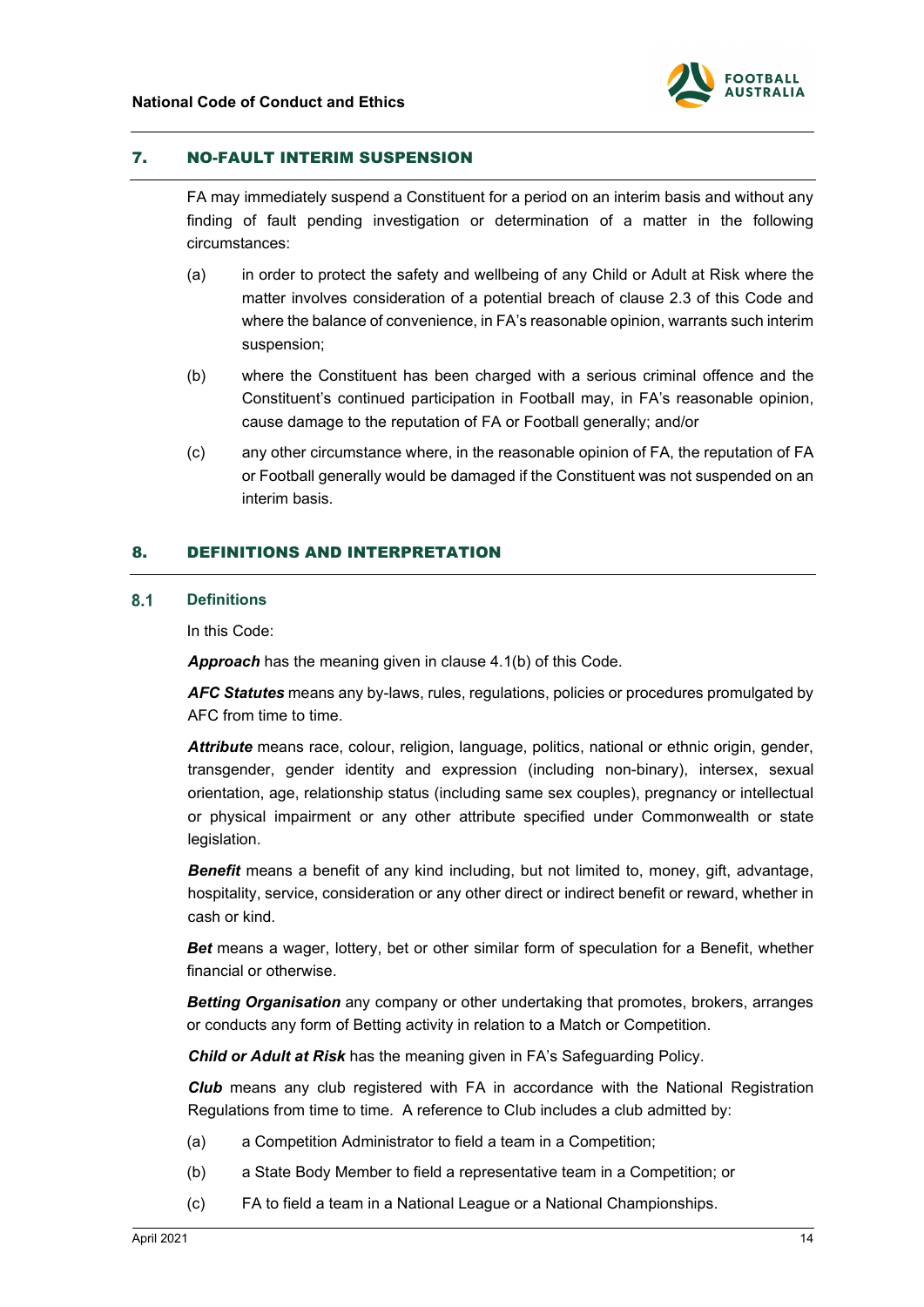## 7. NO-FAULT INTERIM SUSPENSION

FA may immediately suspend a Constituent for a period on an interim basis and without any finding of fault pending investigation or determination of a matter in the following circumstances:

(a) in order to protect the safety and wellbeing of any Child or Adult at Risk where the matter involves consideration of a potential breach of clause 2.3 of this Code and where the balance of convenience, in FA's reasonable opinion, warrants such interim suspension;

(b) where the Constituent has been charged with a serious criminal offence and the Constituent's continued participation in Football may, in FA's reasonable opinion, cause damage to the reputation of FA or Football generally; and/or

(c) any other circumstance where, in the reasonable opinion of FA, the reputation of FA or Football generally would be damaged if the Constituent was not suspended on an interim basis.

## 8. DEFINITIONS AND INTERPRETATION

### 8.1 Definitions

In this Code:

***Approach*** has the meaning given in clause 4.1(b) of this Code.

***AFC Statutes*** means any by-laws, rules, regulations, policies or procedures promulgated by AFC from time to time.

***Attribute*** means race, colour, religion, language, politics, national or ethnic origin, gender, transgender, gender identity and expression (including non-binary), intersex, sexual orientation, age, relationship status (including same sex couples), pregnancy or intellectual or physical impairment or any other attribute specified under Commonwealth or state legislation.

***Benefit*** means a benefit of any kind including, but not limited to, money, gift, advantage, hospitality, service, consideration or any other direct or indirect benefit or reward, whether in cash or kind.

***Bet*** means a wager, lottery, bet or other similar form of speculation for a Benefit, whether financial or otherwise.

***Betting Organisation*** any company or other undertaking that promotes, brokers, arranges or conducts any form of Betting activity in relation to a Match or Competition.

***Child or Adult at Risk*** has the meaning given in FA's Safeguarding Policy.

***Club*** means any club registered with FA in accordance with the National Registration Regulations from time to time. A reference to Club includes a club admitted by:

(a) a Competition Administrator to field a team in a Competition;

(b) a State Body Member to field a representative team in a Competition; or

(c) FA to field a team in a National League or a National Championships.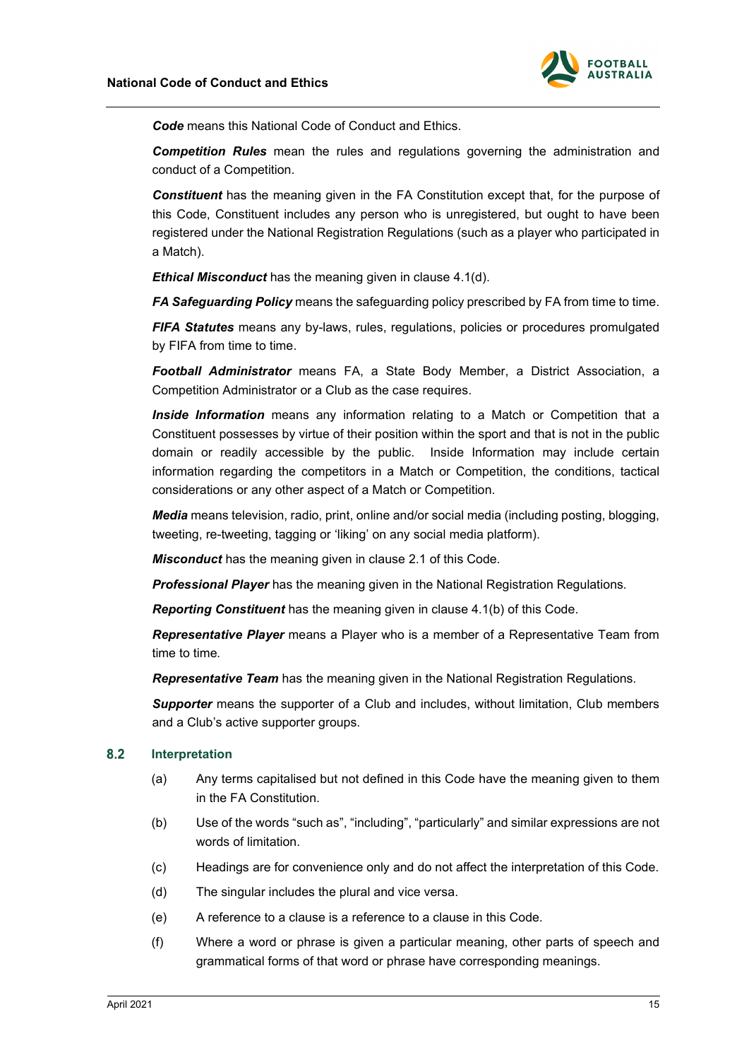***Code*** means this National Code of Conduct and Ethics.

***Competition Rules*** mean the rules and regulations governing the administration and conduct of a Competition.

***Constituent*** has the meaning given in the FA Constitution except that, for the purpose of this Code, Constituent includes any person who is unregistered, but ought to have been registered under the National Registration Regulations (such as a player who participated in a Match).

***Ethical Misconduct*** has the meaning given in clause 4.1(d).

***FA Safeguarding Policy*** means the safeguarding policy prescribed by FA from time to time.

***FIFA Statutes*** means any by-laws, rules, regulations, policies or procedures promulgated by FIFA from time to time.

***Football Administrator*** means FA, a State Body Member, a District Association, a Competition Administrator or a Club as the case requires.

***Inside Information*** means any information relating to a Match or Competition that a Constituent possesses by virtue of their position within the sport and that is not in the public domain or readily accessible by the public. Inside Information may include certain information regarding the competitors in a Match or Competition, the conditions, tactical considerations or any other aspect of a Match or Competition.

***Media*** means television, radio, print, online and/or social media (including posting, blogging, tweeting, re-tweeting, tagging or 'liking' on any social media platform).

***Misconduct*** has the meaning given in clause 2.1 of this Code.

***Professional Player*** has the meaning given in the National Registration Regulations.

***Reporting Constituent*** has the meaning given in clause 4.1(b) of this Code.

***Representative Player*** means a Player who is a member of a Representative Team from time to time.

***Representative Team*** has the meaning given in the National Registration Regulations.

***Supporter*** means the supporter of a Club and includes, without limitation, Club members and a Club's active supporter groups.

### 8.2 Interpretation

(a) Any terms capitalised but not defined in this Code have the meaning given to them in the FA Constitution.

(b) Use of the words "such as", "including", "particularly" and similar expressions are not words of limitation.

(c) Headings are for convenience only and do not affect the interpretation of this Code.

(d) The singular includes the plural and vice versa.

(e) A reference to a clause is a reference to a clause in this Code.

(f) Where a word or phrase is given a particular meaning, other parts of speech and grammatical forms of that word or phrase have corresponding meanings.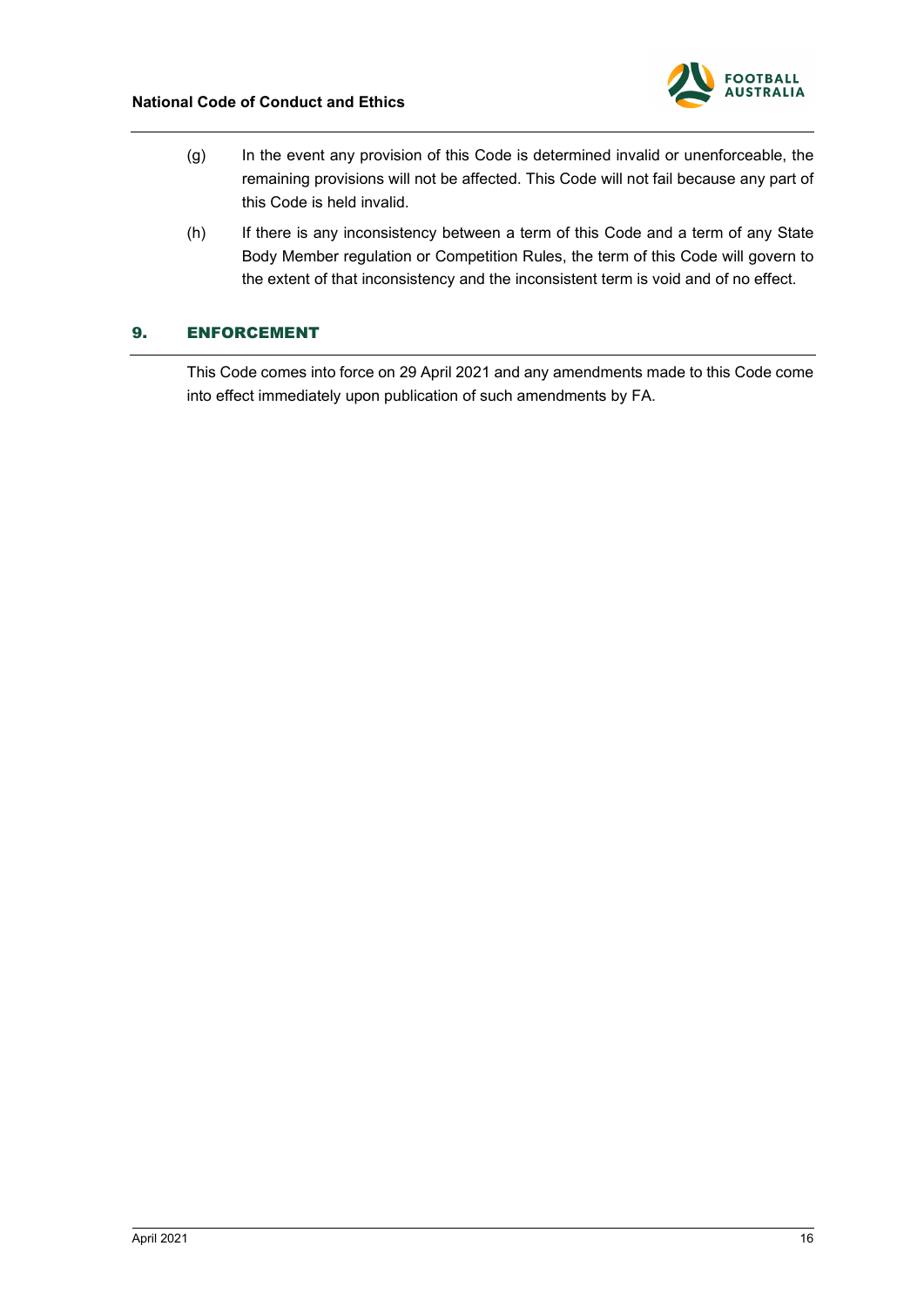(g) In the event any provision of this Code is determined invalid or unenforceable, the remaining provisions will not be affected. This Code will not fail because any part of this Code is held invalid.

(h) If there is any inconsistency between a term of this Code and a term of any State Body Member regulation or Competition Rules, the term of this Code will govern to the extent of that inconsistency and the inconsistent term is void and of no effect.

## 9. ENFORCEMENT

This Code comes into force on 29 April 2021 and any amendments made to this Code come into effect immediately upon publication of such amendments by FA.